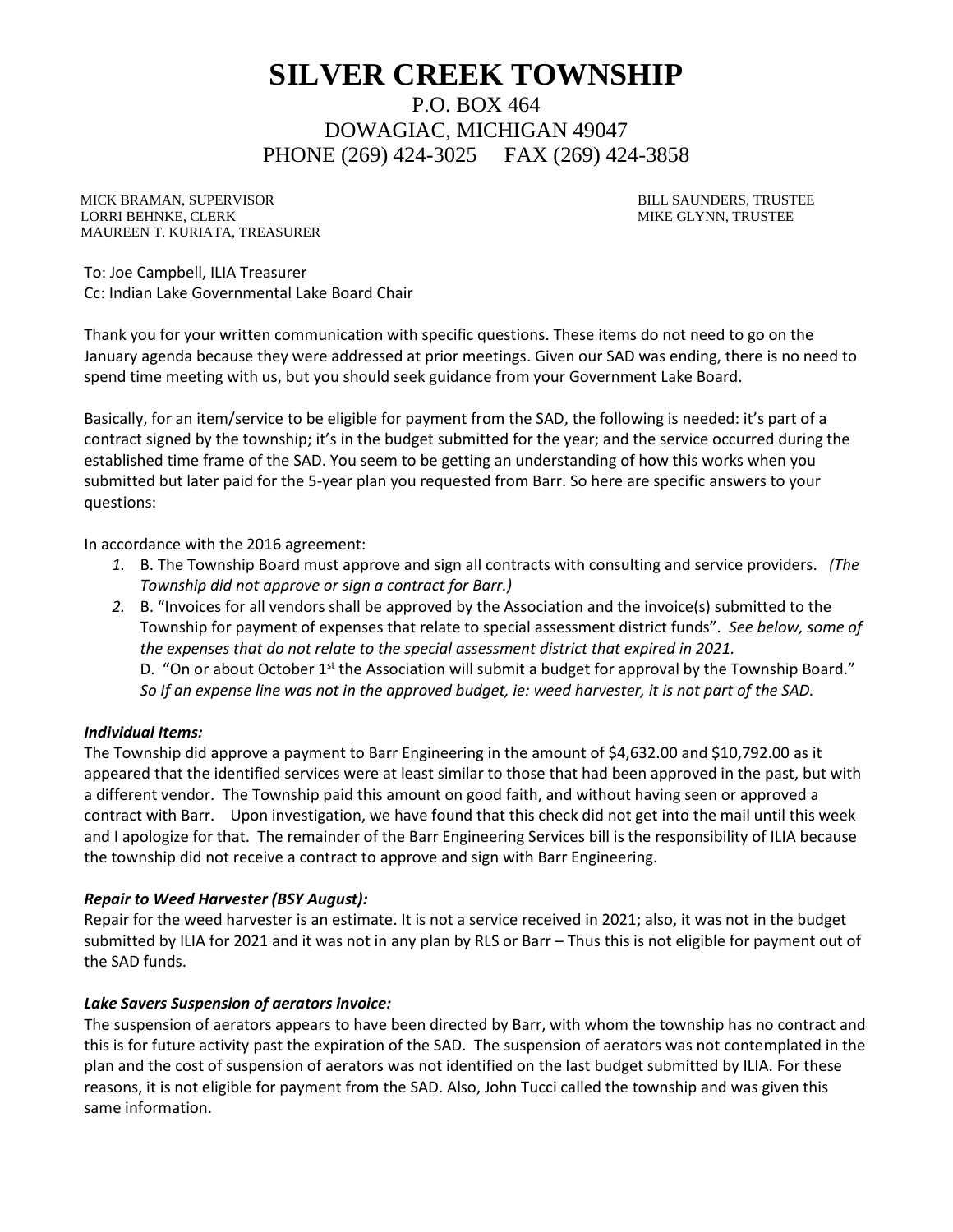# SILVER CREEK TOWNSHIP

P.O. BOX 464
DOWAGIAC, MICHIGAN 49047
PHONE (269) 424-3025     FAX (269) 424-3858

MICK BRAMAN, SUPERVISOR
LORRI BEHNKE, CLERK
MAUREEN T. KURIATA, TREASURER

BILL SAUNDERS, TRUSTEE
MIKE GLYNN, TRUSTEE

To: Joe Campbell, ILIA Treasurer
Cc: Indian Lake Governmental Lake Board Chair

Thank you for your written communication with specific questions. These items do not need to go on the January agenda because they were addressed at prior meetings. Given our SAD was ending, there is no need to spend time meeting with us, but you should seek guidance from your Government Lake Board.

Basically, for an item/service to be eligible for payment from the SAD, the following is needed: it's part of a contract signed by the township; it's in the budget submitted for the year; and the service occurred during the established time frame of the SAD. You seem to be getting an understanding of how this works when you submitted but later paid for the 5-year plan you requested from Barr. So here are specific answers to your questions:

In accordance with the 2016 agreement:

1. B. The Township Board must approve and sign all contracts with consulting and service providers. *(The Township did not approve or sign a contract for Barr.)*
2. B. "Invoices for all vendors shall be approved by the Association and the invoice(s) submitted to the Township for payment of expenses that relate to special assessment district funds". *See below, some of the expenses that do not relate to the special assessment district that expired in 2021.*
   D. "On or about October 1st the Association will submit a budget for approval by the Township Board." *So If an expense line was not in the approved budget, ie: weed harvester, it is not part of the SAD.*

***Individual Items:***

The Township did approve a payment to Barr Engineering in the amount of $4,632.00 and $10,792.00 as it appeared that the identified services were at least similar to those that had been approved in the past, but with a different vendor. The Township paid this amount on good faith, and without having seen or approved a contract with Barr. Upon investigation, we have found that this check did not get into the mail until this week and I apologize for that. The remainder of the Barr Engineering Services bill is the responsibility of ILIA because the township did not receive a contract to approve and sign with Barr Engineering.

***Repair to Weed Harvester (BSY August):***

Repair for the weed harvester is an estimate. It is not a service received in 2021; also, it was not in the budget submitted by ILIA for 2021 and it was not in any plan by RLS or Barr – Thus this is not eligible for payment out of the SAD funds.

***Lake Savers Suspension of aerators invoice:***

The suspension of aerators appears to have been directed by Barr, with whom the township has no contract and this is for future activity past the expiration of the SAD. The suspension of aerators was not contemplated in the plan and the cost of suspension of aerators was not identified on the last budget submitted by ILIA. For these reasons, it is not eligible for payment from the SAD. Also, John Tucci called the township and was given this same information.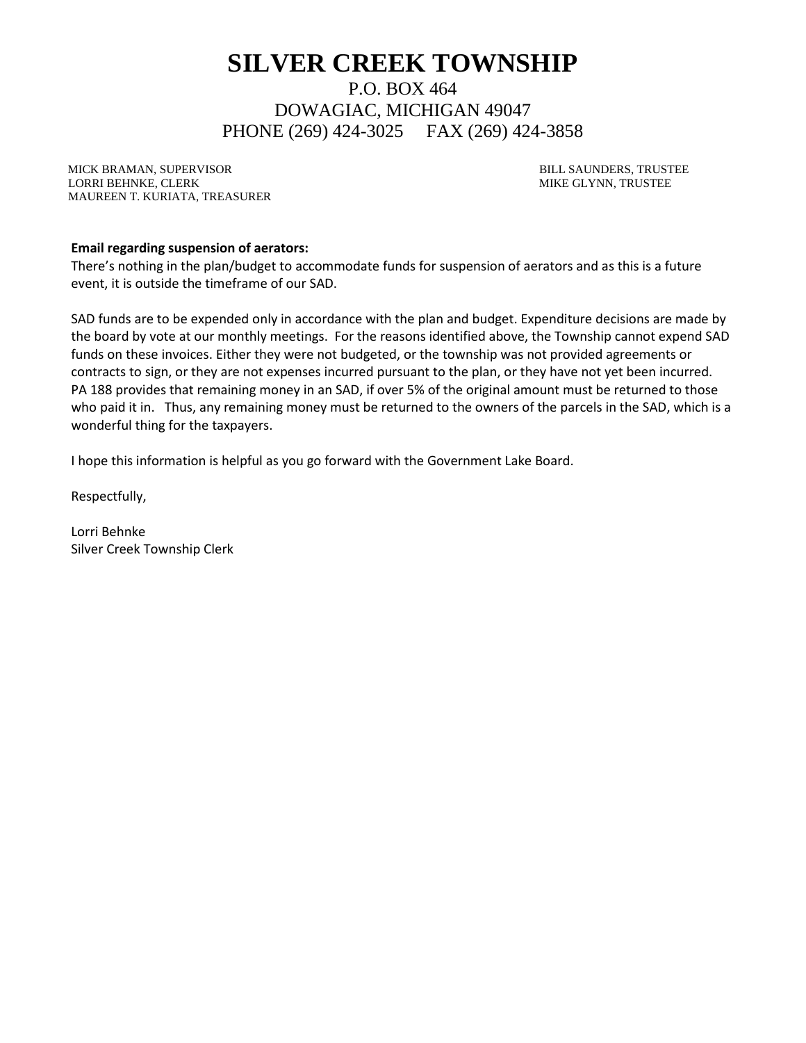# SILVER CREEK TOWNSHIP

P.O. BOX 464
DOWAGIAC, MICHIGAN 49047
PHONE (269) 424-3025 FAX (269) 424-3858

MICK BRAMAN, SUPERVISOR
LORRI BEHNKE, CLERK
MAUREEN T. KURIATA, TREASURER

BILL SAUNDERS, TRUSTEE
MIKE GLYNN, TRUSTEE

**Email regarding suspension of aerators:**
There's nothing in the plan/budget to accommodate funds for suspension of aerators and as this is a future event, it is outside the timeframe of our SAD.

SAD funds are to be expended only in accordance with the plan and budget. Expenditure decisions are made by the board by vote at our monthly meetings. For the reasons identified above, the Township cannot expend SAD funds on these invoices. Either they were not budgeted, or the township was not provided agreements or contracts to sign, or they are not expenses incurred pursuant to the plan, or they have not yet been incurred. PA 188 provides that remaining money in an SAD, if over 5% of the original amount must be returned to those who paid it in. Thus, any remaining money must be returned to the owners of the parcels in the SAD, which is a wonderful thing for the taxpayers.

I hope this information is helpful as you go forward with the Government Lake Board.

Respectfully,

Lorri Behnke
Silver Creek Township Clerk